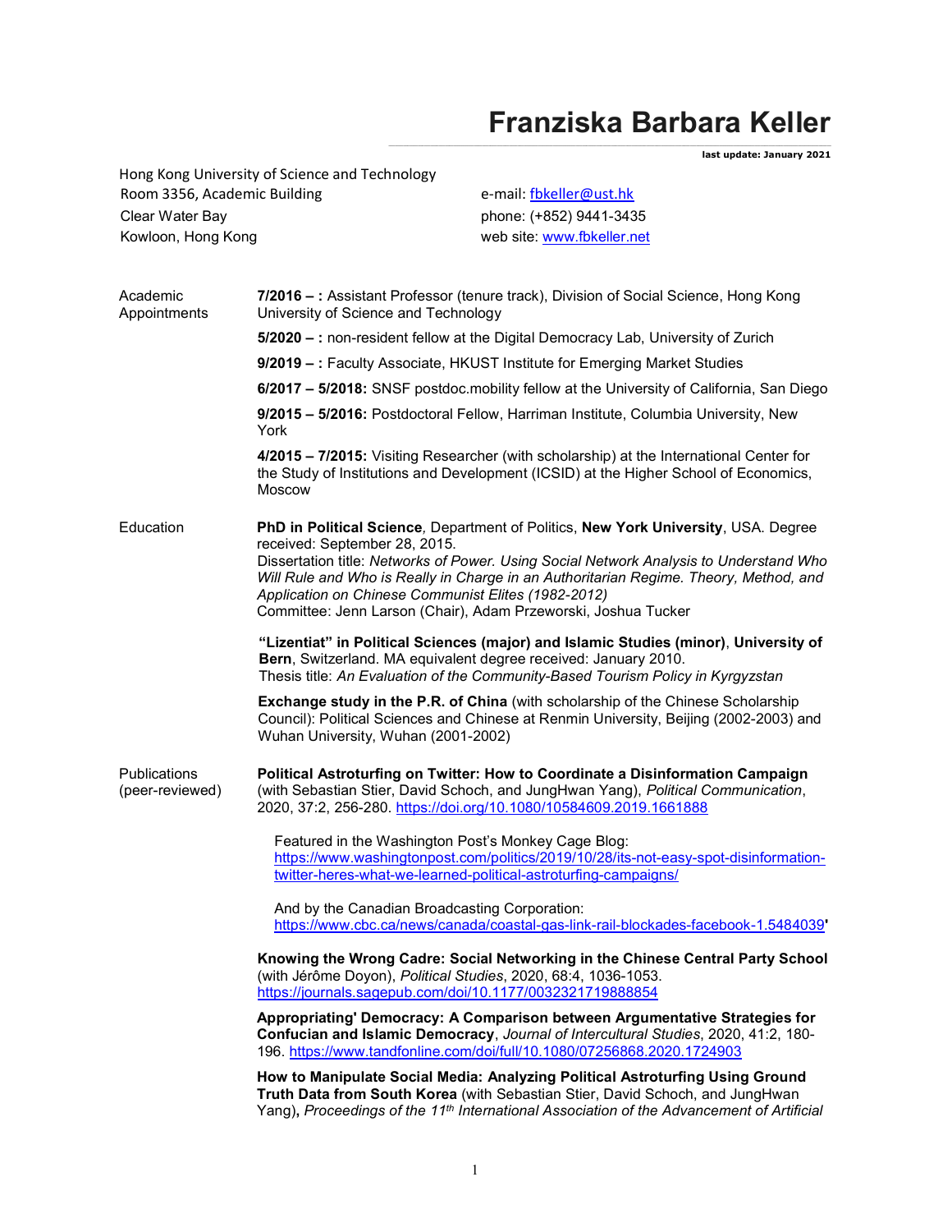# Franziska Barbara Keller

**last update: January 2021**

Hong Kong University of Science and Technology
Room 3356, Academic Building
Clear Water Bay
Kowloon, Hong Kong

e-mail: fbkeller@ust.hk
phone: (+852) 9441-3435
web site: www.fbkeller.net

## Academic Appointments

**7/2016 – :** Assistant Professor (tenure track), Division of Social Science, Hong Kong University of Science and Technology

**5/2020 – :** non-resident fellow at the Digital Democracy Lab, University of Zurich

**9/2019 – :** Faculty Associate, HKUST Institute for Emerging Market Studies

**6/2017 – 5/2018:** SNSF postdoc.mobility fellow at the University of California, San Diego

**9/2015 – 5/2016:** Postdoctoral Fellow, Harriman Institute, Columbia University, New York

**4/2015 – 7/2015:** Visiting Researcher (with scholarship) at the International Center for the Study of Institutions and Development (ICSID) at the Higher School of Economics, Moscow

## Education

**PhD in Political Science***,* Department of Politics, **New York University**, USA. Degree received: September 28, 2015.
Dissertation title: *Networks of Power. Using Social Network Analysis to Understand Who Will Rule and Who is Really in Charge in an Authoritarian Regime. Theory, Method, and Application on Chinese Communist Elites (1982-2012)*
Committee: Jenn Larson (Chair), Adam Przeworski, Joshua Tucker

**"Lizentiat" in Political Sciences (major) and Islamic Studies (minor)**, **University of Bern**, Switzerland. MA equivalent degree received: January 2010.
Thesis title: *An Evaluation of the Community-Based Tourism Policy in Kyrgyzstan*

**Exchange study in the P.R. of China** (with scholarship of the Chinese Scholarship Council): Political Sciences and Chinese at Renmin University, Beijing (2002-2003) and Wuhan University, Wuhan (2001-2002)

## Publications (peer-reviewed)

**Political Astroturfing on Twitter: How to Coordinate a Disinformation Campaign** (with Sebastian Stier, David Schoch, and JungHwan Yang), *Political Communication*, 2020, 37:2, 256-280. https://doi.org/10.1080/10584609.2019.1661888

Featured in the Washington Post's Monkey Cage Blog: https://www.washingtonpost.com/politics/2019/10/28/its-not-easy-spot-disinformation-twitter-heres-what-we-learned-political-astroturfing-campaigns/

And by the Canadian Broadcasting Corporation: https://www.cbc.ca/news/canada/coastal-gas-link-rail-blockades-facebook-1.5484039'

**Knowing the Wrong Cadre: Social Networking in the Chinese Central Party School** (with Jérôme Doyon), *Political Studies*, 2020, 68:4, 1036-1053. https://journals.sagepub.com/doi/10.1177/0032321719888854

**Appropriating' Democracy: A Comparison between Argumentative Strategies for Confucian and Islamic Democracy**, *Journal of Intercultural Studies*, 2020, 41:2, 180-196. https://www.tandfonline.com/doi/full/10.1080/07256868.2020.1724903

**How to Manipulate Social Media: Analyzing Political Astroturfing Using Ground Truth Data from South Korea** (with Sebastian Stier, David Schoch, and JungHwan Yang), *Proceedings of the 11th International Association of the Advancement of Artificial*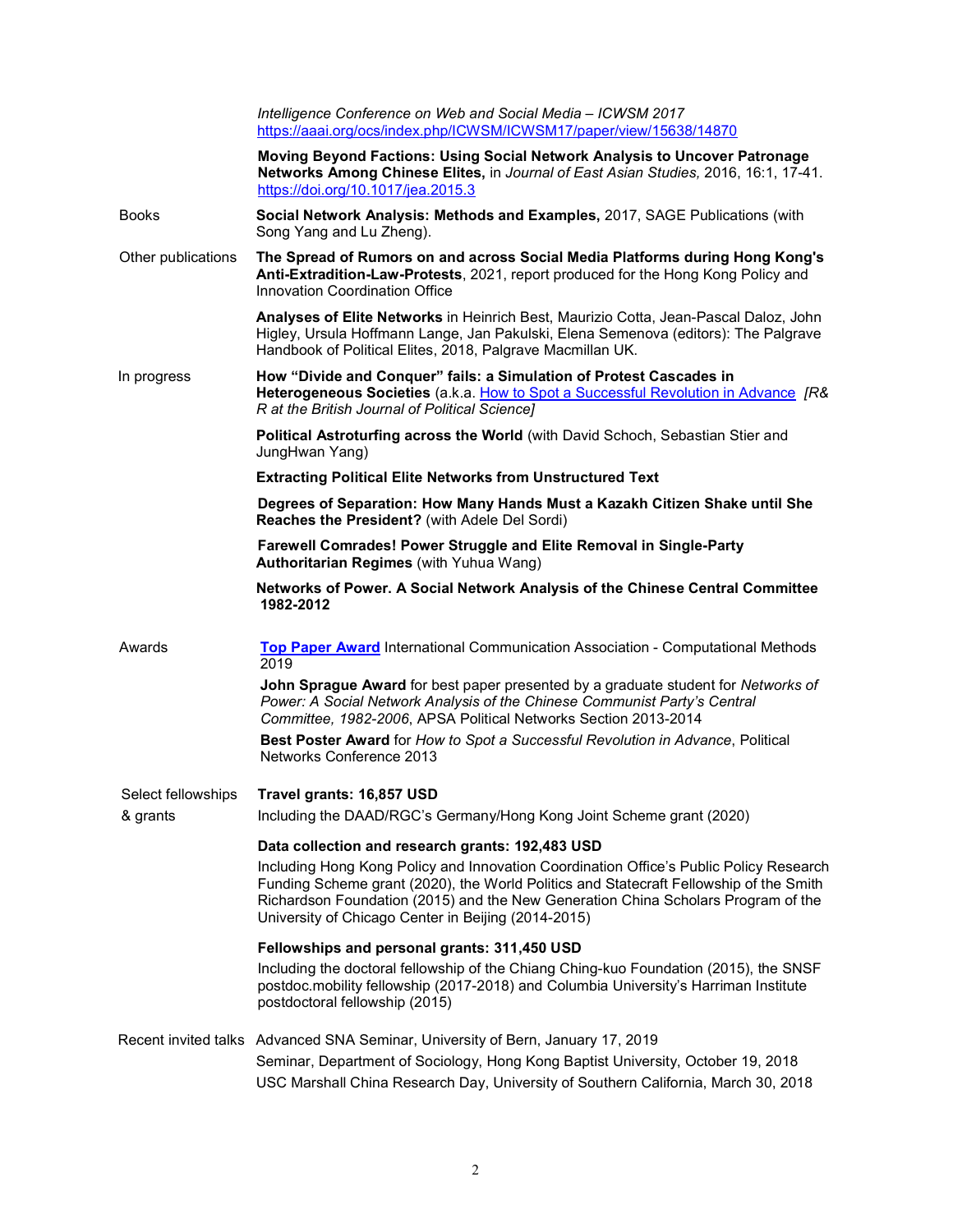*Intelligence Conference on Web and Social Media – ICWSM 2017*
https://aaai.org/ocs/index.php/ICWSM/ICWSM17/paper/view/15638/14870

**Moving Beyond Factions: Using Social Network Analysis to Uncover Patronage Networks Among Chinese Elites,** in *Journal of East Asian Studies,* 2016, 16:1, 17-41. https://doi.org/10.1017/jea.2015.3

## Books

**Social Network Analysis: Methods and Examples,** 2017, SAGE Publications (with Song Yang and Lu Zheng).

## Other publications

**The Spread of Rumors on and across Social Media Platforms during Hong Kong's Anti-Extradition-Law-Protests**, 2021, report produced for the Hong Kong Policy and Innovation Coordination Office

**Analyses of Elite Networks** in Heinrich Best, Maurizio Cotta, Jean-Pascal Daloz, John Higley, Ursula Hoffmann Lange, Jan Pakulski, Elena Semenova (editors): The Palgrave Handbook of Political Elites, 2018, Palgrave Macmillan UK.

## In progress

**How "Divide and Conquer" fails: a Simulation of Protest Cascades in Heterogeneous Societies** (a.k.a. How to Spot a Successful Revolution in Advance *[R&R at the British Journal of Political Science]*

**Political Astroturfing across the World** (with David Schoch, Sebastian Stier and JungHwan Yang)

**Extracting Political Elite Networks from Unstructured Text**

**Degrees of Separation: How Many Hands Must a Kazakh Citizen Shake until She Reaches the President?** (with Adele Del Sordi)

**Farewell Comrades! Power Struggle and Elite Removal in Single-Party Authoritarian Regimes** (with Yuhua Wang)

**Networks of Power. A Social Network Analysis of the Chinese Central Committee 1982-2012**

## Awards

**Top Paper Award** International Communication Association - Computational Methods 2019

**John Sprague Award** for best paper presented by a graduate student for *Networks of Power: A Social Network Analysis of the Chinese Communist Party's Central Committee, 1982-2006*, APSA Political Networks Section 2013-2014

**Best Poster Award** for *How to Spot a Successful Revolution in Advance*, Political Networks Conference 2013

## Select fellowships & grants

**Travel grants: 16,857 USD**

Including the DAAD/RGC's Germany/Hong Kong Joint Scheme grant (2020)

**Data collection and research grants: 192,483 USD**

Including Hong Kong Policy and Innovation Coordination Office's Public Policy Research Funding Scheme grant (2020), the World Politics and Statecraft Fellowship of the Smith Richardson Foundation (2015) and the New Generation China Scholars Program of the University of Chicago Center in Beijing (2014-2015)

**Fellowships and personal grants: 311,450 USD**

Including the doctoral fellowship of the Chiang Ching-kuo Foundation (2015), the SNSF postdoc.mobility fellowship (2017-2018) and Columbia University's Harriman Institute postdoctoral fellowship (2015)

## Recent invited talks

Advanced SNA Seminar, University of Bern, January 17, 2019

Seminar, Department of Sociology, Hong Kong Baptist University, October 19, 2018

USC Marshall China Research Day, University of Southern California, March 30, 2018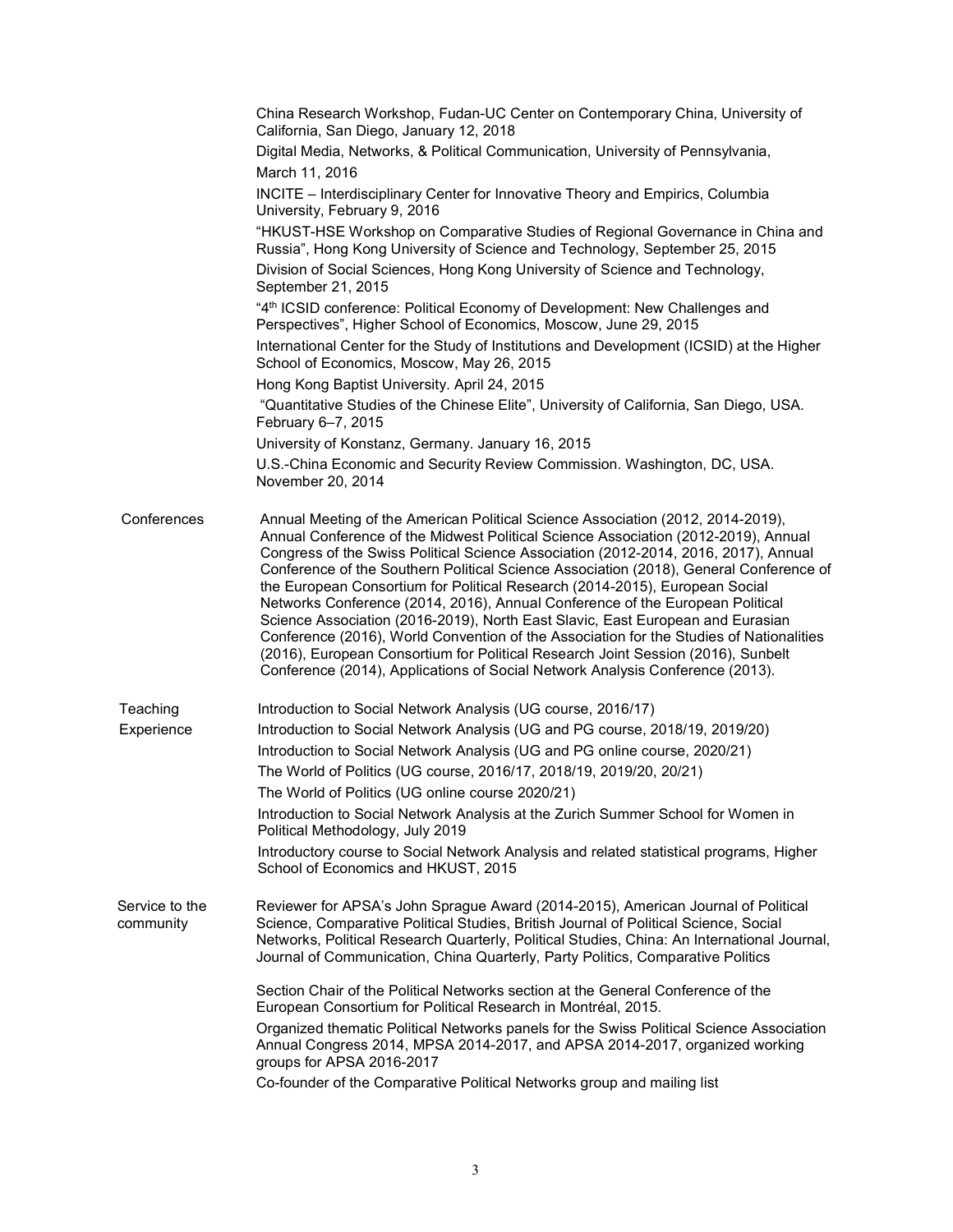China Research Workshop, Fudan-UC Center on Contemporary China, University of California, San Diego, January 12, 2018

Digital Media, Networks, & Political Communication, University of Pennsylvania, March 11, 2016

INCITE – Interdisciplinary Center for Innovative Theory and Empirics, Columbia University, February 9, 2016

"HKUST-HSE Workshop on Comparative Studies of Regional Governance in China and Russia", Hong Kong University of Science and Technology, September 25, 2015

Division of Social Sciences, Hong Kong University of Science and Technology, September 21, 2015

"4th ICSID conference: Political Economy of Development: New Challenges and Perspectives", Higher School of Economics, Moscow, June 29, 2015

International Center for the Study of Institutions and Development (ICSID) at the Higher School of Economics, Moscow, May 26, 2015

Hong Kong Baptist University. April 24, 2015

"Quantitative Studies of the Chinese Elite", University of California, San Diego, USA. February 6–7, 2015

University of Konstanz, Germany. January 16, 2015

U.S.-China Economic and Security Review Commission. Washington, DC, USA. November 20, 2014

**Conferences**

Annual Meeting of the American Political Science Association (2012, 2014-2019), Annual Conference of the Midwest Political Science Association (2012-2019), Annual Congress of the Swiss Political Science Association (2012-2014, 2016, 2017), Annual Conference of the Southern Political Science Association (2018), General Conference of the European Consortium for Political Research (2014-2015), European Social Networks Conference (2014, 2016), Annual Conference of the European Political Science Association (2016-2019), North East Slavic, East European and Eurasian Conference (2016), World Convention of the Association for the Studies of Nationalities (2016), European Consortium for Political Research Joint Session (2016), Sunbelt Conference (2014), Applications of Social Network Analysis Conference (2013).

**Teaching Experience**

Introduction to Social Network Analysis (UG course, 2016/17)

Introduction to Social Network Analysis (UG and PG course, 2018/19, 2019/20)

Introduction to Social Network Analysis (UG and PG online course, 2020/21)

The World of Politics (UG course, 2016/17, 2018/19, 2019/20, 20/21)

The World of Politics (UG online course 2020/21)

Introduction to Social Network Analysis at the Zurich Summer School for Women in Political Methodology, July 2019

Introductory course to Social Network Analysis and related statistical programs, Higher School of Economics and HKUST, 2015

**Service to the community**

Reviewer for APSA's John Sprague Award (2014-2015), American Journal of Political Science, Comparative Political Studies, British Journal of Political Science, Social Networks, Political Research Quarterly, Political Studies, China: An International Journal, Journal of Communication, China Quarterly, Party Politics, Comparative Politics

Section Chair of the Political Networks section at the General Conference of the European Consortium for Political Research in Montréal, 2015.

Organized thematic Political Networks panels for the Swiss Political Science Association Annual Congress 2014, MPSA 2014-2017, and APSA 2014-2017, organized working groups for APSA 2016-2017

Co-founder of the Comparative Political Networks group and mailing list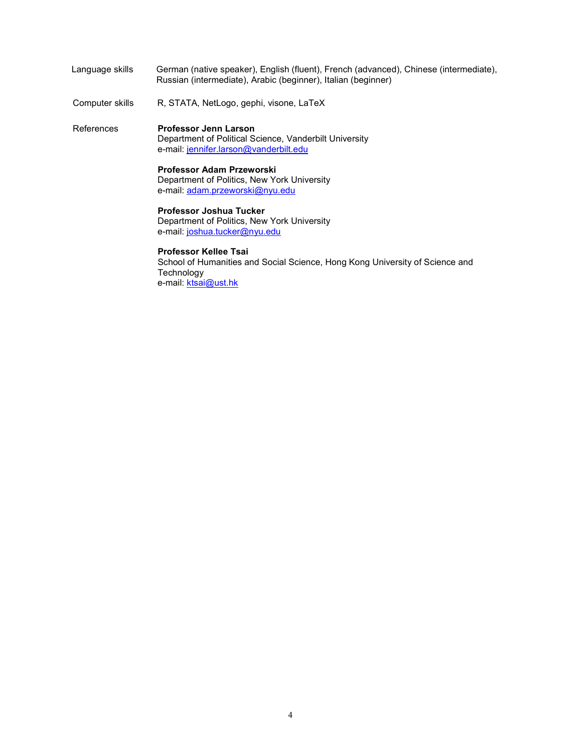Language skills: German (native speaker), English (fluent), French (advanced), Chinese (intermediate), Russian (intermediate), Arabic (beginner), Italian (beginner)

Computer skills: R, STATA, NetLogo, gephi, visone, LaTeX

References:

**Professor Jenn Larson**
Department of Political Science, Vanderbilt University
e-mail: jennifer.larson@vanderbilt.edu

**Professor Adam Przeworski**
Department of Politics, New York University
e-mail: adam.przeworski@nyu.edu

**Professor Joshua Tucker**
Department of Politics, New York University
e-mail: joshua.tucker@nyu.edu

**Professor Kellee Tsai**
School of Humanities and Social Science, Hong Kong University of Science and Technology
e-mail: ktsai@ust.hk